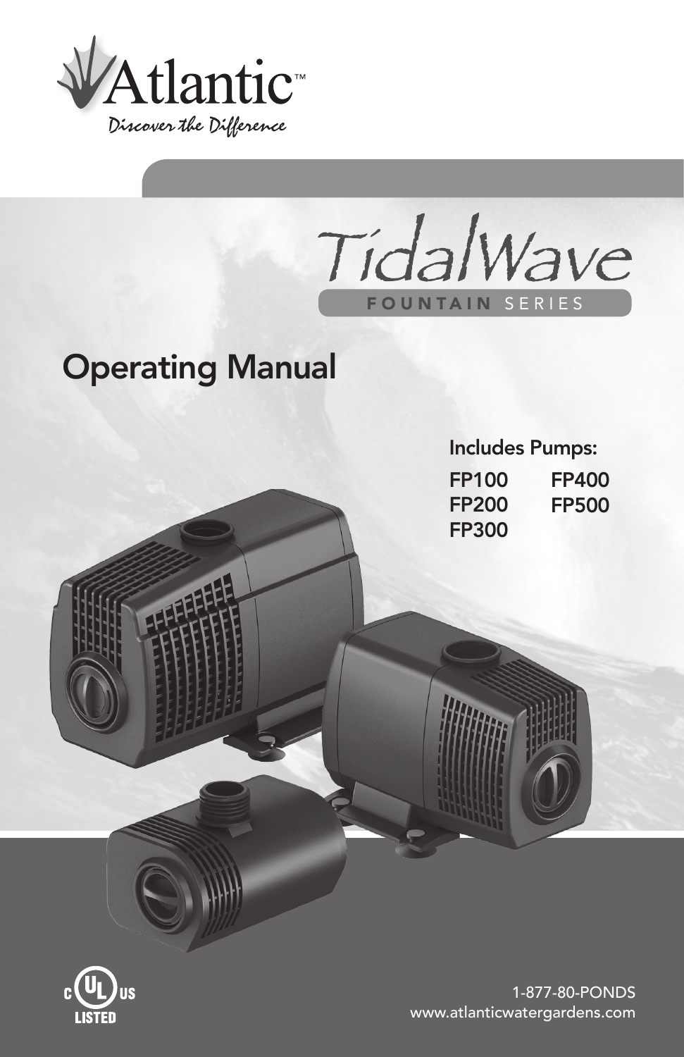Atlantic™

*Discover the Difference*

# TidalWave

FOUNTAIN SERIES

## Operating Manual

**Includes Pumps:**

- FP100
- FP200
- FP300
- FP400
- FP500

c UL us LISTED

1-877-80-PONDS
www.atlanticwatergardens.com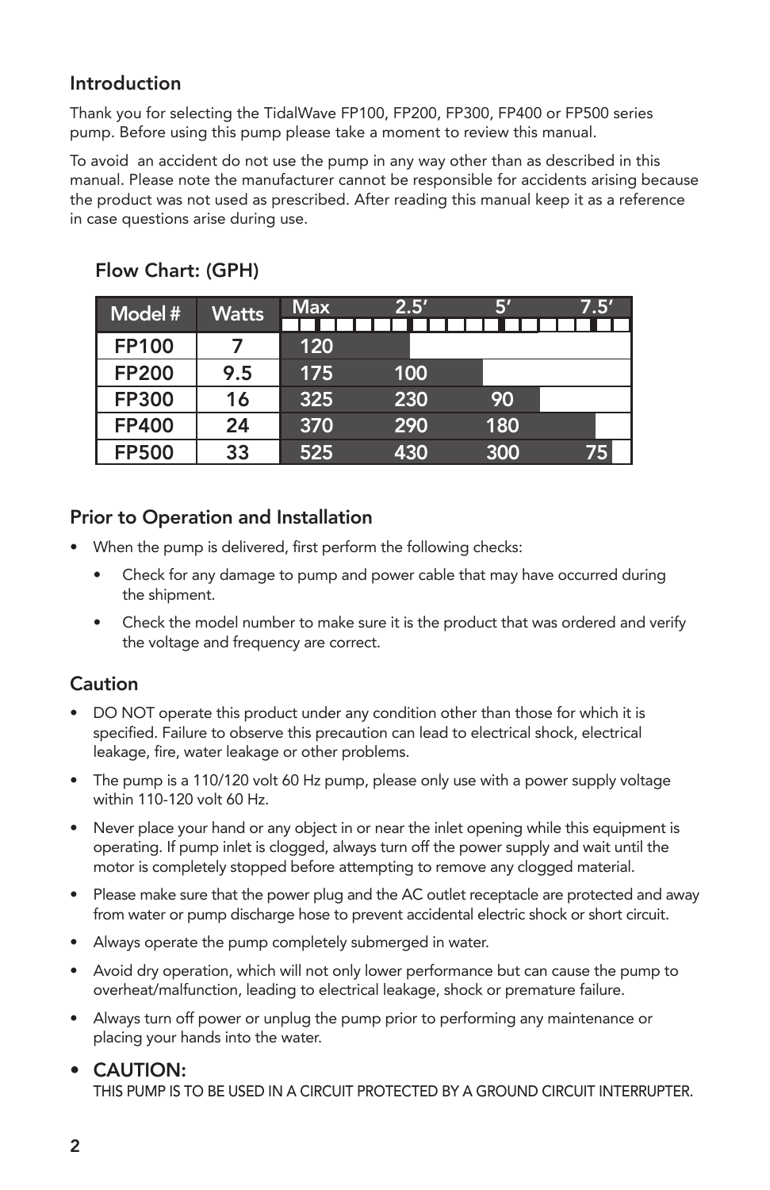## Introduction

Thank you for selecting the TidalWave FP100, FP200, FP300, FP400 or FP500 series pump. Before using this pump please take a moment to review this manual.

To avoid an accident do not use the pump in any way other than as described in this manual. Please note the manufacturer cannot be responsible for accidents arising because the product was not used as prescribed. After reading this manual keep it as a reference in case questions arise during use.

### Flow Chart: (GPH)

| Model # | Watts | Max | 2.5′ | 5′ | 7.5′ |
|---|---|---|---|---|---|
| FP100 | 7 | 120 | | | |
| FP200 | 9.5 | 175 | 100 | | |
| FP300 | 16 | 325 | 230 | 90 | |
| FP400 | 24 | 370 | 290 | 180 | |
| FP500 | 33 | 525 | 430 | 300 | 75 |

## Prior to Operation and Installation

- When the pump is delivered, first perform the following checks:
  - Check for any damage to pump and power cable that may have occurred during the shipment.
  - Check the model number to make sure it is the product that was ordered and verify the voltage and frequency are correct.

## Caution

- DO NOT operate this product under any condition other than those for which it is specified. Failure to observe this precaution can lead to electrical shock, electrical leakage, fire, water leakage or other problems.
- The pump is a 110/120 volt 60 Hz pump, please only use with a power supply voltage within 110-120 volt 60 Hz.
- Never place your hand or any object in or near the inlet opening while this equipment is operating. If pump inlet is clogged, always turn off the power supply and wait until the motor is completely stopped before attempting to remove any clogged material.
- Please make sure that the power plug and the AC outlet receptacle are protected and away from water or pump discharge hose to prevent accidental electric shock or short circuit.
- Always operate the pump completely submerged in water.
- Avoid dry operation, which will not only lower performance but can cause the pump to overheat/malfunction, leading to electrical leakage, shock or premature failure.
- Always turn off power or unplug the pump prior to performing any maintenance or placing your hands into the water.
- **CAUTION:**
  THIS PUMP IS TO BE USED IN A CIRCUIT PROTECTED BY A GROUND CIRCUIT INTERRUPTER.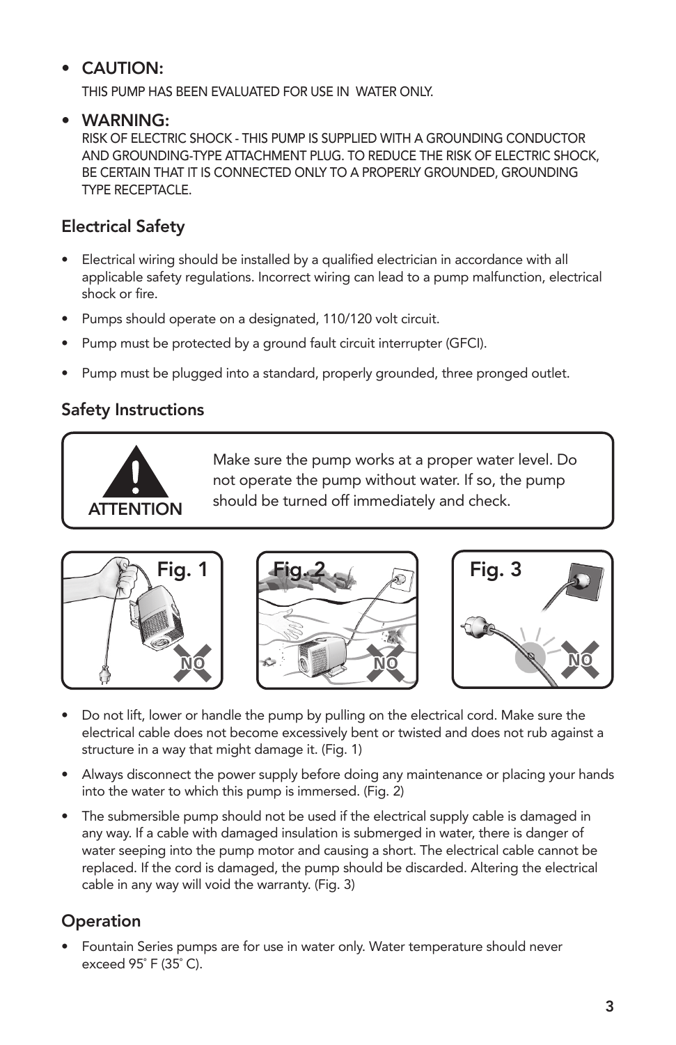- **CAUTION:**
  THIS PUMP HAS BEEN EVALUATED FOR USE IN WATER ONLY.

- **WARNING:**
  RISK OF ELECTRIC SHOCK - THIS PUMP IS SUPPLIED WITH A GROUNDING CONDUCTOR AND GROUNDING-TYPE ATTACHMENT PLUG. TO REDUCE THE RISK OF ELECTRIC SHOCK, BE CERTAIN THAT IT IS CONNECTED ONLY TO A PROPERLY GROUNDED, GROUNDING TYPE RECEPTACLE.

### Electrical Safety

- Electrical wiring should be installed by a qualified electrician in accordance with all applicable safety regulations. Incorrect wiring can lead to a pump malfunction, electrical shock or fire.
- Pumps should operate on a designated, 110/120 volt circuit.
- Pump must be protected by a ground fault circuit interrupter (GFCI).
- Pump must be plugged into a standard, properly grounded, three pronged outlet.

### Safety Instructions

**ATTENTION**

Make sure the pump works at a proper water level. Do not operate the pump without water. If so, the pump should be turned off immediately and check.

Fig. 1 NO

Fig. 2 NO

Fig. 3 NO

- Do not lift, lower or handle the pump by pulling on the electrical cord. Make sure the electrical cable does not become excessively bent or twisted and does not rub against a structure in a way that might damage it. (Fig. 1)
- Always disconnect the power supply before doing any maintenance or placing your hands into the water to which this pump is immersed. (Fig. 2)
- The submersible pump should not be used if the electrical supply cable is damaged in any way. If a cable with damaged insulation is submerged in water, there is danger of water seeping into the pump motor and causing a short. The electrical cable cannot be replaced. If the cord is damaged, the pump should be discarded. Altering the electrical cable in any way will void the warranty. (Fig. 3)

### Operation

- Fountain Series pumps are for use in water only. Water temperature should never exceed 95° F (35° C).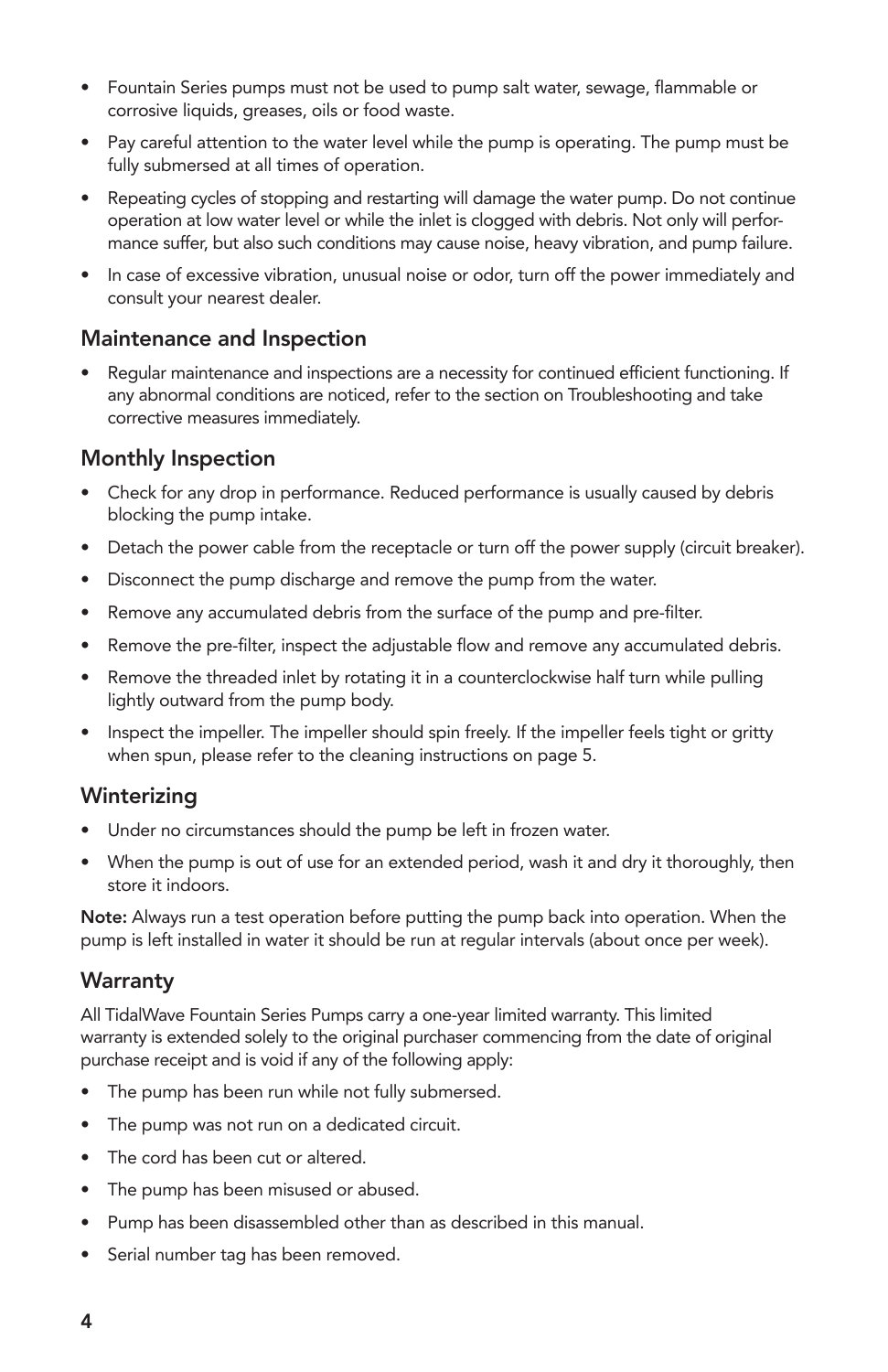- Fountain Series pumps must not be used to pump salt water, sewage, flammable or corrosive liquids, greases, oils or food waste.
- Pay careful attention to the water level while the pump is operating. The pump must be fully submersed at all times of operation.
- Repeating cycles of stopping and restarting will damage the water pump. Do not continue operation at low water level or while the inlet is clogged with debris. Not only will performance suffer, but also such conditions may cause noise, heavy vibration, and pump failure.
- In case of excessive vibration, unusual noise or odor, turn off the power immediately and consult your nearest dealer.

## Maintenance and Inspection

- Regular maintenance and inspections are a necessity for continued efficient functioning. If any abnormal conditions are noticed, refer to the section on Troubleshooting and take corrective measures immediately.

## Monthly Inspection

- Check for any drop in performance. Reduced performance is usually caused by debris blocking the pump intake.
- Detach the power cable from the receptacle or turn off the power supply (circuit breaker).
- Disconnect the pump discharge and remove the pump from the water.
- Remove any accumulated debris from the surface of the pump and pre-filter.
- Remove the pre-filter, inspect the adjustable flow and remove any accumulated debris.
- Remove the threaded inlet by rotating it in a counterclockwise half turn while pulling lightly outward from the pump body.
- Inspect the impeller. The impeller should spin freely. If the impeller feels tight or gritty when spun, please refer to the cleaning instructions on page 5.

## Winterizing

- Under no circumstances should the pump be left in frozen water.
- When the pump is out of use for an extended period, wash it and dry it thoroughly, then store it indoors.

**Note:** Always run a test operation before putting the pump back into operation. When the pump is left installed in water it should be run at regular intervals (about once per week).

## Warranty

All TidalWave Fountain Series Pumps carry a one-year limited warranty. This limited warranty is extended solely to the original purchaser commencing from the date of original purchase receipt and is void if any of the following apply:

- The pump has been run while not fully submersed.
- The pump was not run on a dedicated circuit.
- The cord has been cut or altered.
- The pump has been misused or abused.
- Pump has been disassembled other than as described in this manual.
- Serial number tag has been removed.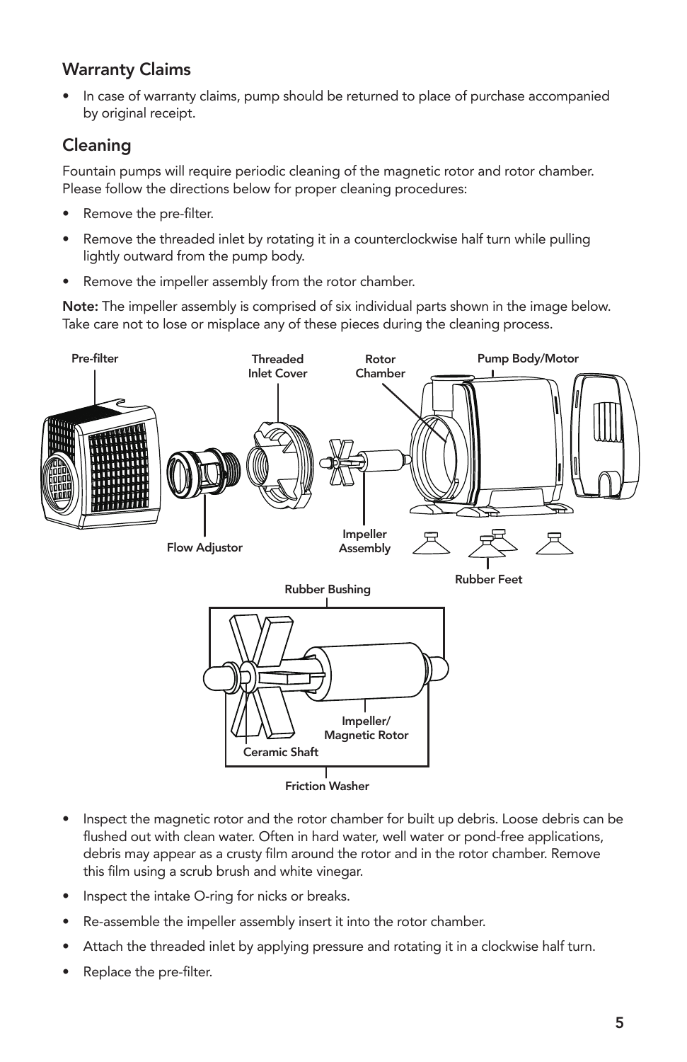## Warranty Claims

- In case of warranty claims, pump should be returned to place of purchase accompanied by original receipt.

## Cleaning

Fountain pumps will require periodic cleaning of the magnetic rotor and rotor chamber. Please follow the directions below for proper cleaning procedures:

- Remove the pre-filter.
- Remove the threaded inlet by rotating it in a counterclockwise half turn while pulling lightly outward from the pump body.
- Remove the impeller assembly from the rotor chamber.

**Note:** The impeller assembly is comprised of six individual parts shown in the image below. Take care not to lose or misplace any of these pieces during the cleaning process.

Pre-filter
Threaded Inlet Cover
Rotor Chamber
Pump Body/Motor
Flow Adjustor
Impeller Assembly
Rubber Feet
Rubber Bushing
Impeller/ Magnetic Rotor
Ceramic Shaft
Friction Washer

- Inspect the magnetic rotor and the rotor chamber for built up debris. Loose debris can be flushed out with clean water. Often in hard water, well water or pond-free applications, debris may appear as a crusty film around the rotor and in the rotor chamber. Remove this film using a scrub brush and white vinegar.
- Inspect the intake O-ring for nicks or breaks.
- Re-assemble the impeller assembly insert it into the rotor chamber.
- Attach the threaded inlet by applying pressure and rotating it in a clockwise half turn.
- Replace the pre-filter.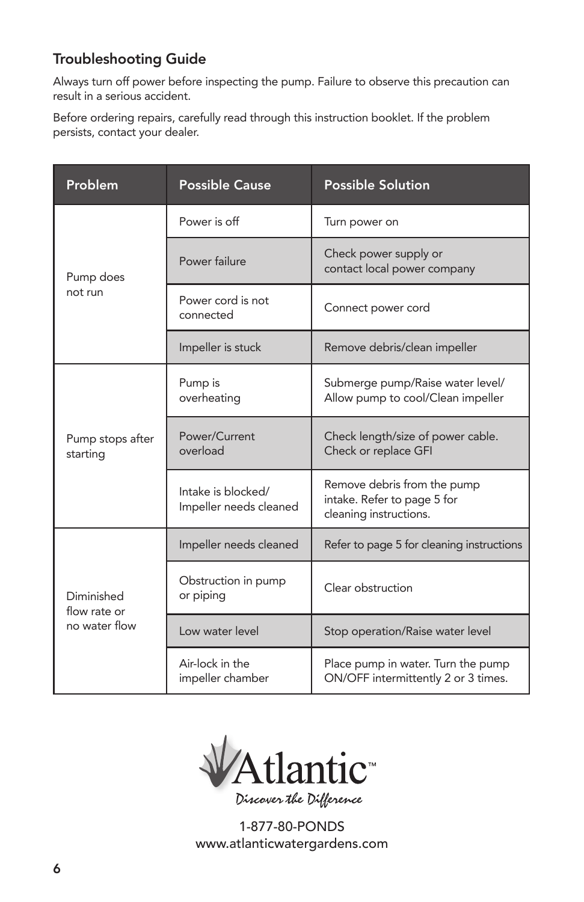## Troubleshooting Guide

Always turn off power before inspecting the pump. Failure to observe this precaution can result in a serious accident.

Before ordering repairs, carefully read through this instruction booklet. If the problem persists, contact your dealer.

| Problem | Possible Cause | Possible Solution |
|---|---|---|
| Pump does not run | Power is off | Turn power on |
| | Power failure | Check power supply or contact local power company |
| | Power cord is not connected | Connect power cord |
| | Impeller is stuck | Remove debris/clean impeller |
| Pump stops after starting | Pump is overheating | Submerge pump/Raise water level/ Allow pump to cool/Clean impeller |
| | Power/Current overload | Check length/size of power cable. Check or replace GFI |
| | Intake is blocked/ Impeller needs cleaned | Remove debris from the pump intake. Refer to page 5 for cleaning instructions. |
| Diminished flow rate or no water flow | Impeller needs cleaned | Refer to page 5 for cleaning instructions |
| | Obstruction in pump or piping | Clear obstruction |
| | Low water level | Stop operation/Raise water level |
| | Air-lock in the impeller chamber | Place pump in water. Turn the pump ON/OFF intermittently 2 or 3 times. |

Atlantic™

*Discover the Difference*

1-877-80-PONDS
www.atlanticwatergardens.com